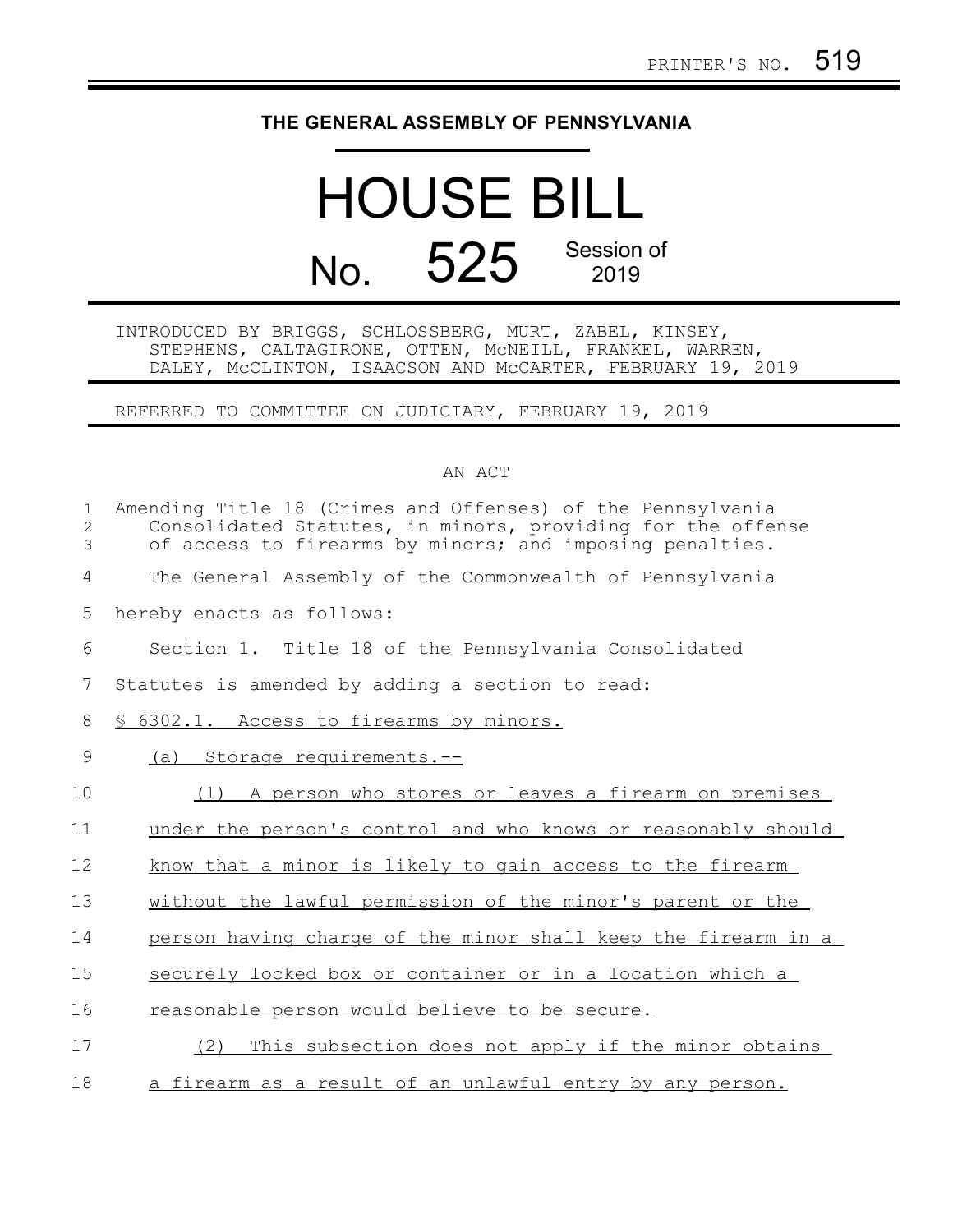PRINTER'S NO. 519

# THE GENERAL ASSEMBLY OF PENNSYLVANIA

# HOUSE BILL

## No. 525 Session of 2019

INTRODUCED BY BRIGGS, SCHLOSSBERG, MURT, ZABEL, KINSEY, STEPHENS, CALTAGIRONE, OTTEN, McNEILL, FRANKEL, WARREN, DALEY, McCLINTON, ISAACSON AND McCARTER, FEBRUARY 19, 2019

REFERRED TO COMMITTEE ON JUDICIARY, FEBRUARY 19, 2019

AN ACT

Amending Title 18 (Crimes and Offenses) of the Pennsylvania Consolidated Statutes, in minors, providing for the offense of access to firearms by minors; and imposing penalties.

The General Assembly of the Commonwealth of Pennsylvania hereby enacts as follows:

Section 1. Title 18 of the Pennsylvania Consolidated Statutes is amended by adding a section to read:

§ 6302.1. Access to firearms by minors.

(a) Storage requirements.--

(1) A person who stores or leaves a firearm on premises under the person's control and who knows or reasonably should know that a minor is likely to gain access to the firearm without the lawful permission of the minor's parent or the person having charge of the minor shall keep the firearm in a securely locked box or container or in a location which a reasonable person would believe to be secure.

(2) This subsection does not apply if the minor obtains a firearm as a result of an unlawful entry by any person.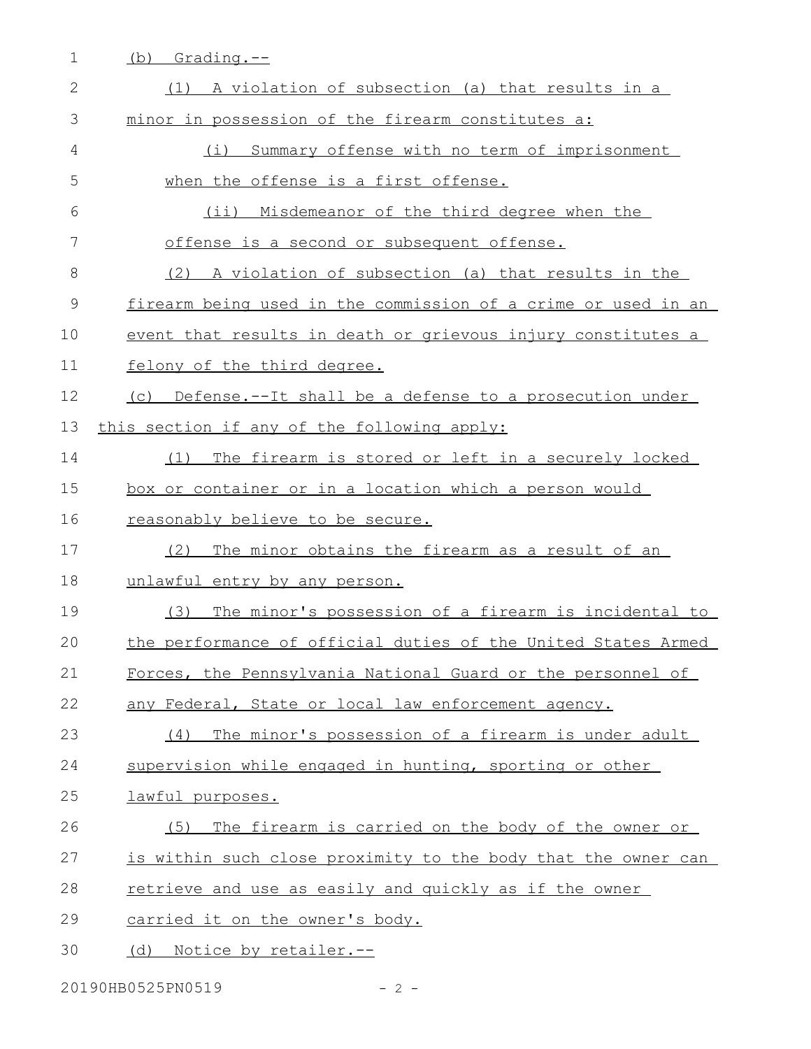(b) Grading.--

(1) A violation of subsection (a) that results in a minor in possession of the firearm constitutes a:

(i) Summary offense with no term of imprisonment when the offense is a first offense.

(ii) Misdemeanor of the third degree when the offense is a second or subsequent offense.

(2) A violation of subsection (a) that results in the firearm being used in the commission of a crime or used in an event that results in death or grievous injury constitutes a felony of the third degree.

(c) Defense.--It shall be a defense to a prosecution under this section if any of the following apply:

(1) The firearm is stored or left in a securely locked box or container or in a location which a person would reasonably believe to be secure.

(2) The minor obtains the firearm as a result of an unlawful entry by any person.

(3) The minor's possession of a firearm is incidental to the performance of official duties of the United States Armed Forces, the Pennsylvania National Guard or the personnel of any Federal, State or local law enforcement agency.

(4) The minor's possession of a firearm is under adult supervision while engaged in hunting, sporting or other lawful purposes.

(5) The firearm is carried on the body of the owner or is within such close proximity to the body that the owner can retrieve and use as easily and quickly as if the owner carried it on the owner's body.

(d) Notice by retailer.--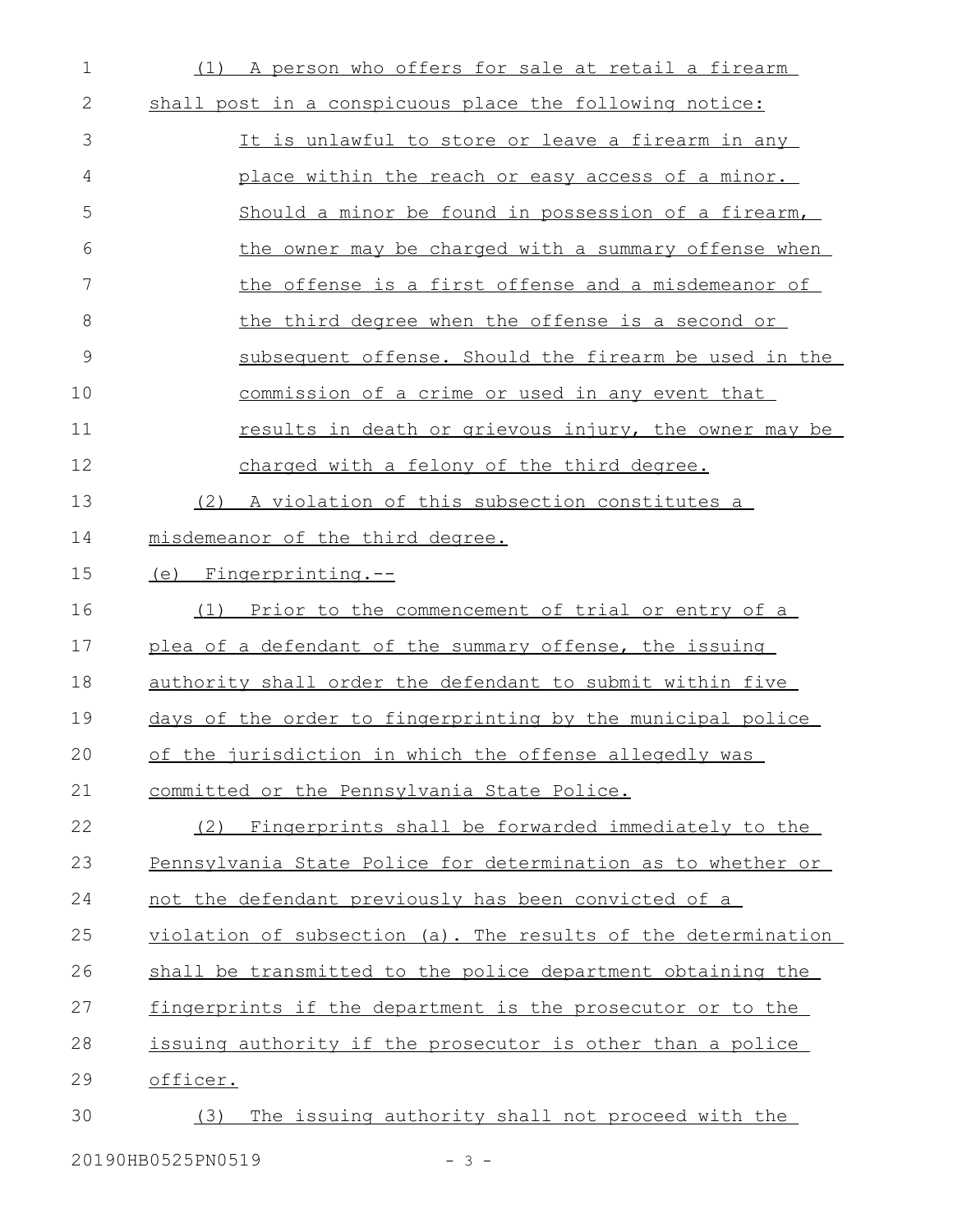(1) A person who offers for sale at retail a firearm shall post in a conspicuous place the following notice:

> It is unlawful to store or leave a firearm in any place within the reach or easy access of a minor. Should a minor be found in possession of a firearm, the owner may be charged with a summary offense when the offense is a first offense and a misdemeanor of the third degree when the offense is a second or subsequent offense. Should the firearm be used in the commission of a crime or used in any event that results in death or grievous injury, the owner may be charged with a felony of the third degree.

(2) A violation of this subsection constitutes a misdemeanor of the third degree.

(e) Fingerprinting.--

(1) Prior to the commencement of trial or entry of a plea of a defendant of the summary offense, the issuing authority shall order the defendant to submit within five days of the order to fingerprinting by the municipal police of the jurisdiction in which the offense allegedly was committed or the Pennsylvania State Police.

(2) Fingerprints shall be forwarded immediately to the Pennsylvania State Police for determination as to whether or not the defendant previously has been convicted of a violation of subsection (a). The results of the determination shall be transmitted to the police department obtaining the fingerprints if the department is the prosecutor or to the issuing authority if the prosecutor is other than a police officer.

(3) The issuing authority shall not proceed with the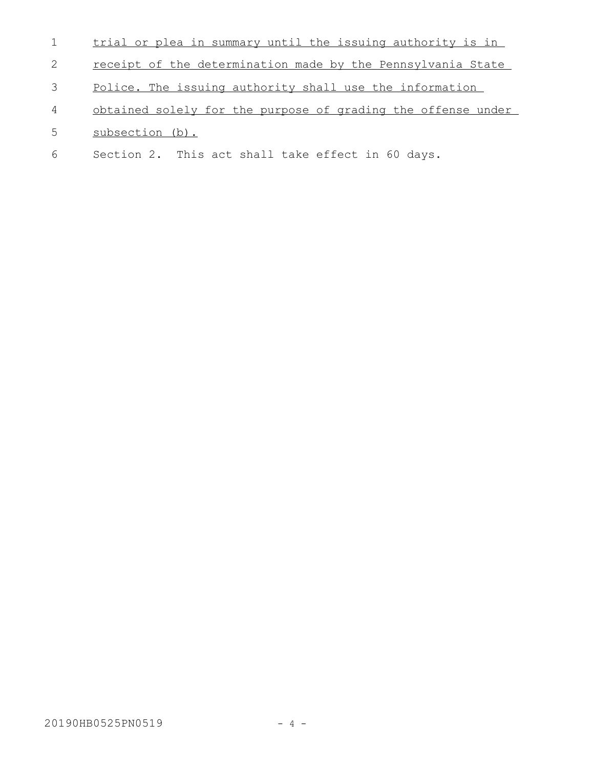trial or plea in summary until the issuing authority is in receipt of the determination made by the Pennsylvania State Police. The issuing authority shall use the information obtained solely for the purpose of grading the offense under subsection (b).

Section 2. This act shall take effect in 60 days.